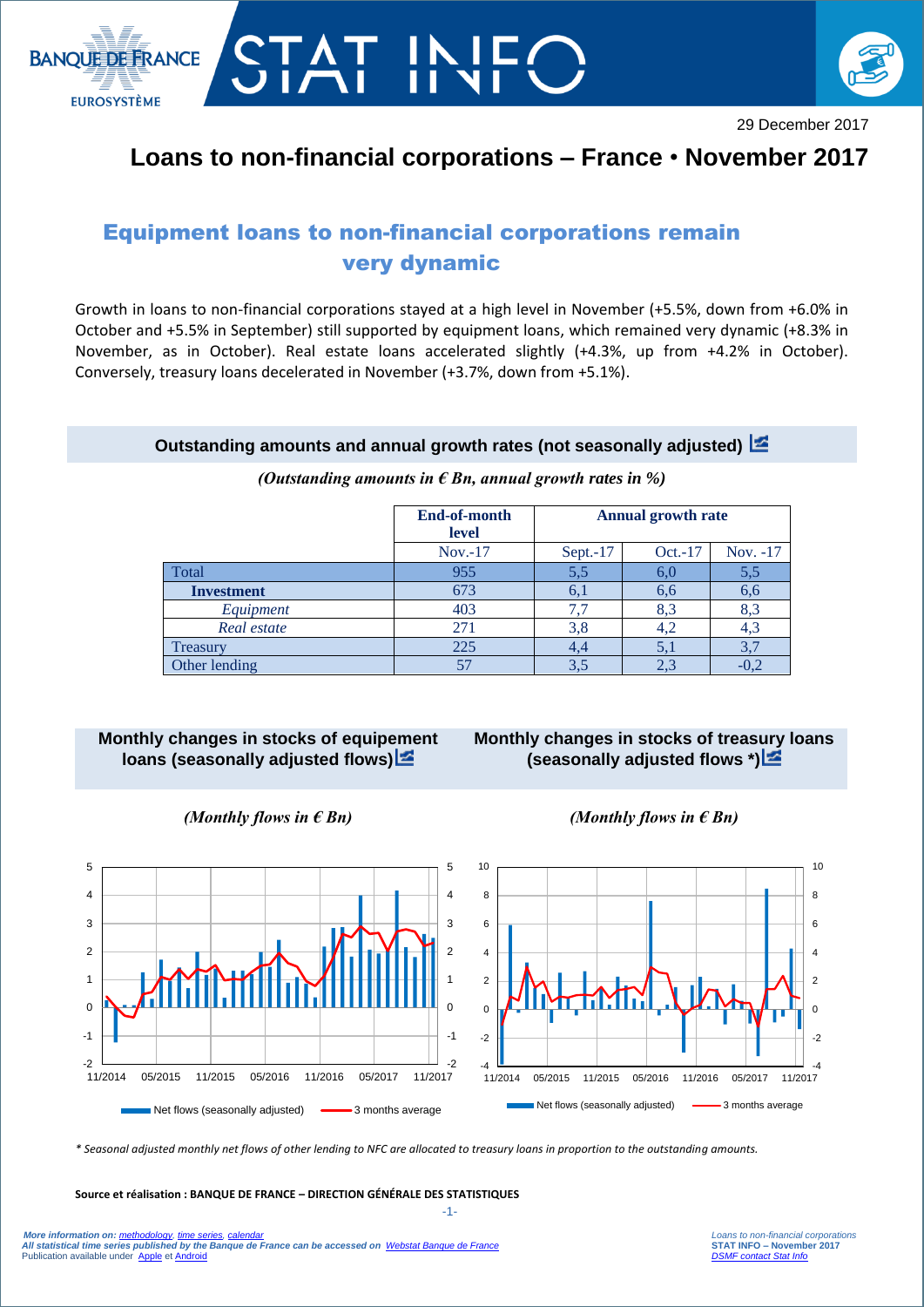STAT INFO

29 December 2017

# Loans to non-financial corporations – France • November 2017

## Equipment loans to non-financial corporations remain very dynamic

Growth in loans to non-financial corporations stayed at a high level in November (+5.5%, down from +6.0% in October and +5.5% in September) still supported by equipment loans, which remained very dynamic (+8.3% in November, as in October). Real estate loans accelerated slightly (+4.3%, up from +4.2% in October). Conversely, treasury loans decelerated in November (+3.7%, down from +5.1%).

### Outstanding amounts and annual growth rates (not seasonally adjusted)

*(Outstanding amounts in € Bn, annual growth rates in %)*

| | End-of-month level | Annual growth rate | | |
|---|---|---|---|---|
| | Nov.-17 | Sept.-17 | Oct.-17 | Nov. -17 |
| Total | 955 | 5,5 | 6,0 | 5,5 |
| **Investment** | 673 | 6,1 | 6,6 | 6,6 |
| *Equipment* | 403 | 7,7 | 8,3 | 8,3 |
| *Real estate* | 271 | 3,8 | 4,2 | 4,3 |
| Treasury | 225 | 4,4 | 5,1 | 3,7 |
| Other lending | 57 | 3,5 | 2,3 | -0,2 |

### Monthly changes in stocks of equipement loans (seasonally adjusted flows)

*(Monthly flows in € Bn)*

### Monthly changes in stocks of treasury loans (seasonally adjusted flows *)

*(Monthly flows in € Bn)*

*\* Seasonal adjusted monthly net flows of other lending to NFC are allocated to treasury loans in proportion to the outstanding amounts.*

**Source et réalisation : BANQUE DE FRANCE – DIRECTION GÉNÉRALE DES STATISTIQUES**

*More information on: methodology, time series, calendar*
*All statistical time series published by the Banque de France can be accessed on Webstat Banque de France*
Publication available under Apple et Android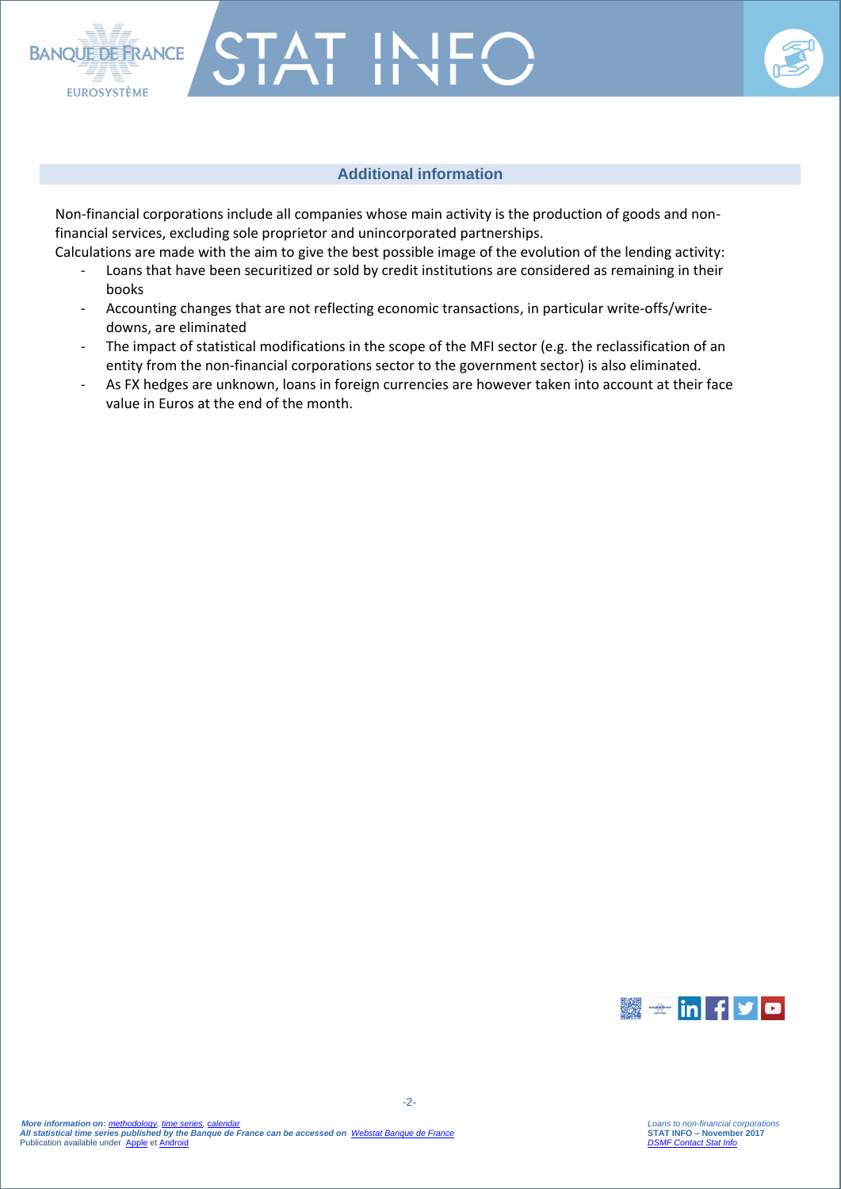## Additional information

Non-financial corporations include all companies whose main activity is the production of goods and non-financial services, excluding sole proprietor and unincorporated partnerships.

Calculations are made with the aim to give the best possible image of the evolution of the lending activity:

- Loans that have been securitized or sold by credit institutions are considered as remaining in their books
- Accounting changes that are not reflecting economic transactions, in particular write-offs/write-downs, are eliminated
- The impact of statistical modifications in the scope of the MFI sector (e.g. the reclassification of an entity from the non-financial corporations sector to the government sector) is also eliminated.
- As FX hedges are unknown, loans in foreign currencies are however taken into account at their face value in Euros at the end of the month.